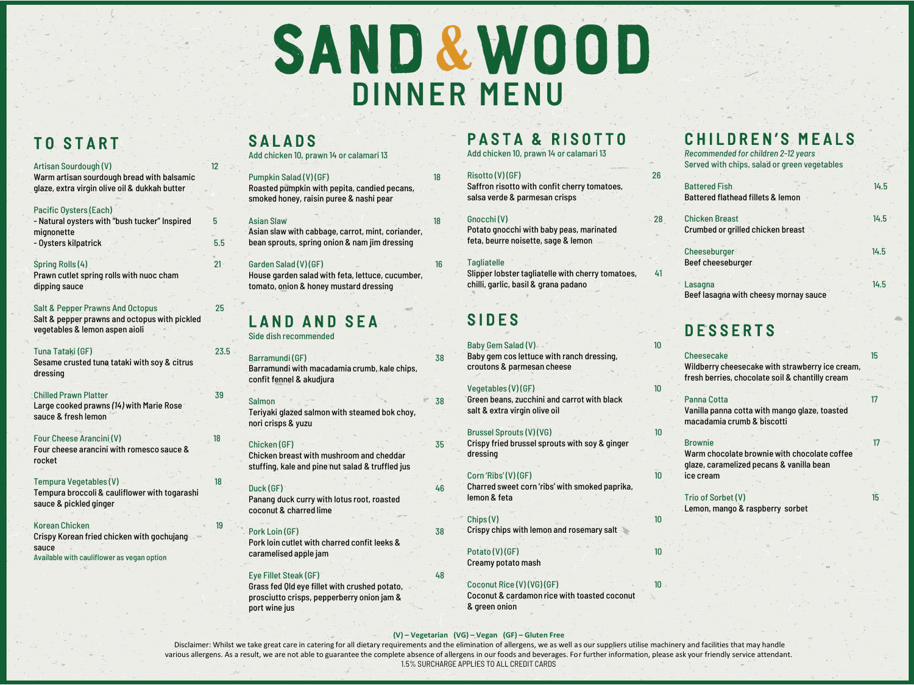# SAND & WOOD

## DINNER MENU

## TO START

**Artisan Sourdough (V)** — 12
Warm artisan sourdough bread with balsamic glaze, extra virgin olive oil & dukkah butter

**Pacific Oysters (Each)**
- Natural oysters with "bush tucker" Inspired mignonette — 5
- Oysters kilpatrick — 5.5

**Spring Rolls (4)** — 21
Prawn cutlet spring rolls with nuoc cham dipping sauce

**Salt & Pepper Prawns And Octopus** — 25
Salt & pepper prawns and octopus with pickled vegetables & lemon aspen aioli

**Tuna Tataki (GF)** — 23.5
Sesame crusted tuna tataki with soy & citrus dressing

**Chilled Prawn Platter** — 39
Large cooked prawns *(14)* with Marie Rose sauce & fresh lemon

**Four Cheese Arancini (V)** — 18
Four cheese arancini with romesco sauce & rocket

**Tempura Vegetables (V)** — 18
Tempura broccoli & cauliflower with togarashi sauce & pickled ginger

**Korean Chicken** — 19
Crispy Korean fried chicken with gochujang sauce
Available with cauliflower as vegan option

## SALADS

Add chicken 10, prawn 14 or calamari 13

**Pumpkin Salad (V) (GF)** — 18
Roasted pumpkin with pepita, candied pecans, smoked honey, raisin puree & nashi pear

**Asian Slaw** — 18
Asian slaw with cabbage, carrot, mint, coriander, bean sprouts, spring onion & nam jim dressing

**Garden Salad (V) (GF)** — 16
House garden salad with feta, lettuce, cucumber, tomato, onion & honey mustard dressing

## LAND AND SEA

Side dish recommended

**Barramundi (GF)** — 38
Barramundi with macadamia crumb, kale chips, confit fennel & akudjura

**Salmon** — 38
Teriyaki glazed salmon with steamed bok choy, nori crisps & yuzu

**Chicken (GF)** — 35
Chicken breast with mushroom and cheddar stuffing, kale and pine nut salad & truffled jus

**Duck (GF)** — 46
Panang duck curry with lotus root, roasted coconut & charred lime

**Pork Loin (GF)** — 38
Pork loin cutlet with charred confit leeks & caramelised apple jam

**Eye Fillet Steak (GF)** — 48
Grass fed Qld eye fillet with crushed potato, prosciutto crisps, pepperberry onion jam & port wine jus

## PASTA & RISOTTO

Add chicken 10, prawn 14 or calamari 13

**Risotto (V) (GF)** — 26
Saffron risotto with confit cherry tomatoes, salsa verde & parmesan crisps

**Gnocchi (V)** — 28
Potato gnocchi with baby peas, marinated feta, beurre noisette, sage & lemon

**Tagliatelle** — 41
Slipper lobster tagliatelle with cherry tomatoes, chilli, garlic, basil & grana padano

## SIDES

**Baby Gem Salad (V)** — 10
Baby gem cos lettuce with ranch dressing, croutons & parmesan cheese

**Vegetables (V) (GF)** — 10
Green beans, zucchini and carrot with black salt & extra virgin olive oil

**Brussel Sprouts (V) (VG)** — 10
Crispy fried brussel sprouts with soy & ginger dressing

**Corn 'Ribs' (V) (GF)** — 10
Charred sweet corn 'ribs' with smoked paprika, lemon & feta

**Chips (V)** — 10
Crispy chips with lemon and rosemary salt

**Potato (V) (GF)** — 10
Creamy potato mash

**Coconut Rice (V) (VG) (GF)** — 10
Coconut & cardamon rice with toasted coconut & green onion

## CHILDREN'S MEALS

*Recommended for children 2-12 years*
Served with chips, salad or green vegetables

**Battered Fish** — 14.5
Battered flathead fillets & lemon

**Chicken Breast** — 14.5
Crumbed or grilled chicken breast

**Cheeseburger** — 14.5
Beef cheeseburger

**Lasagna** — 14.5
Beef lasagna with cheesy mornay sauce

## DESSERTS

**Cheesecake** — 15
Wildberry cheesecake with strawberry ice cream, fresh berries, chocolate soil & chantilly cream

**Panna Cotta** — 17
Vanilla panna cotta with mango glaze, toasted macadamia crumb & biscotti

**Brownie** — 17
Warm chocolate brownie with chocolate coffee glaze, caramelized pecans & vanilla bean ice cream

**Trio of Sorbet (V)** — 15
Lemon, mango & raspberry sorbet

---

**(V) – Vegetarian (VG) – Vegan (GF) – Gluten Free**

Disclaimer: Whilst we take great care in catering for all dietary requirements and the elimination of allergens, we as well as our suppliers utilise machinery and facilities that may handle various allergens. As a result, we are not able to guarantee the complete absence of allergens in our foods and beverages. For further information, please ask your friendly service attendant.

1.5% SURCHARGE APPLIES TO ALL CREDIT CARDS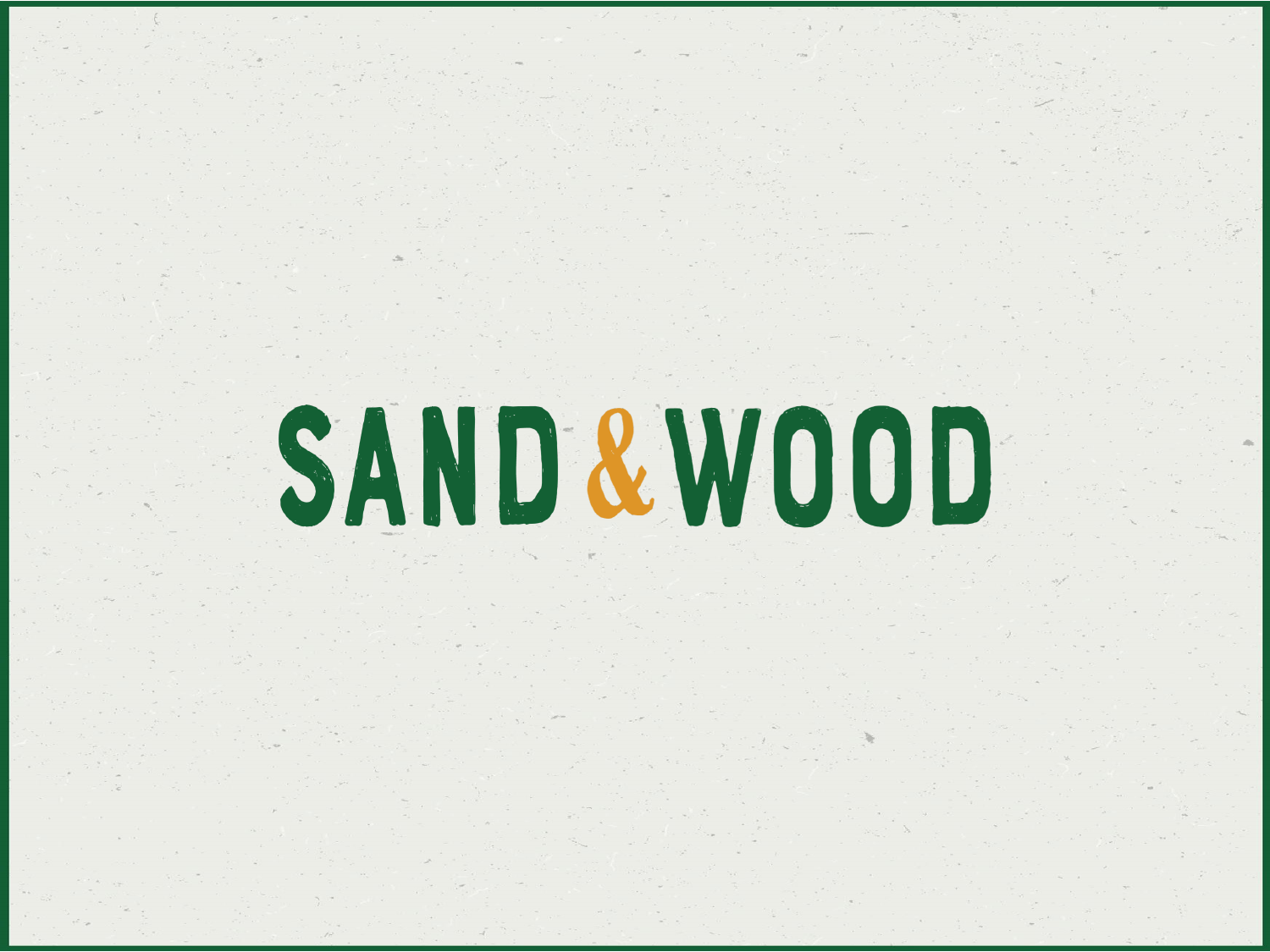# SAND & WOOD